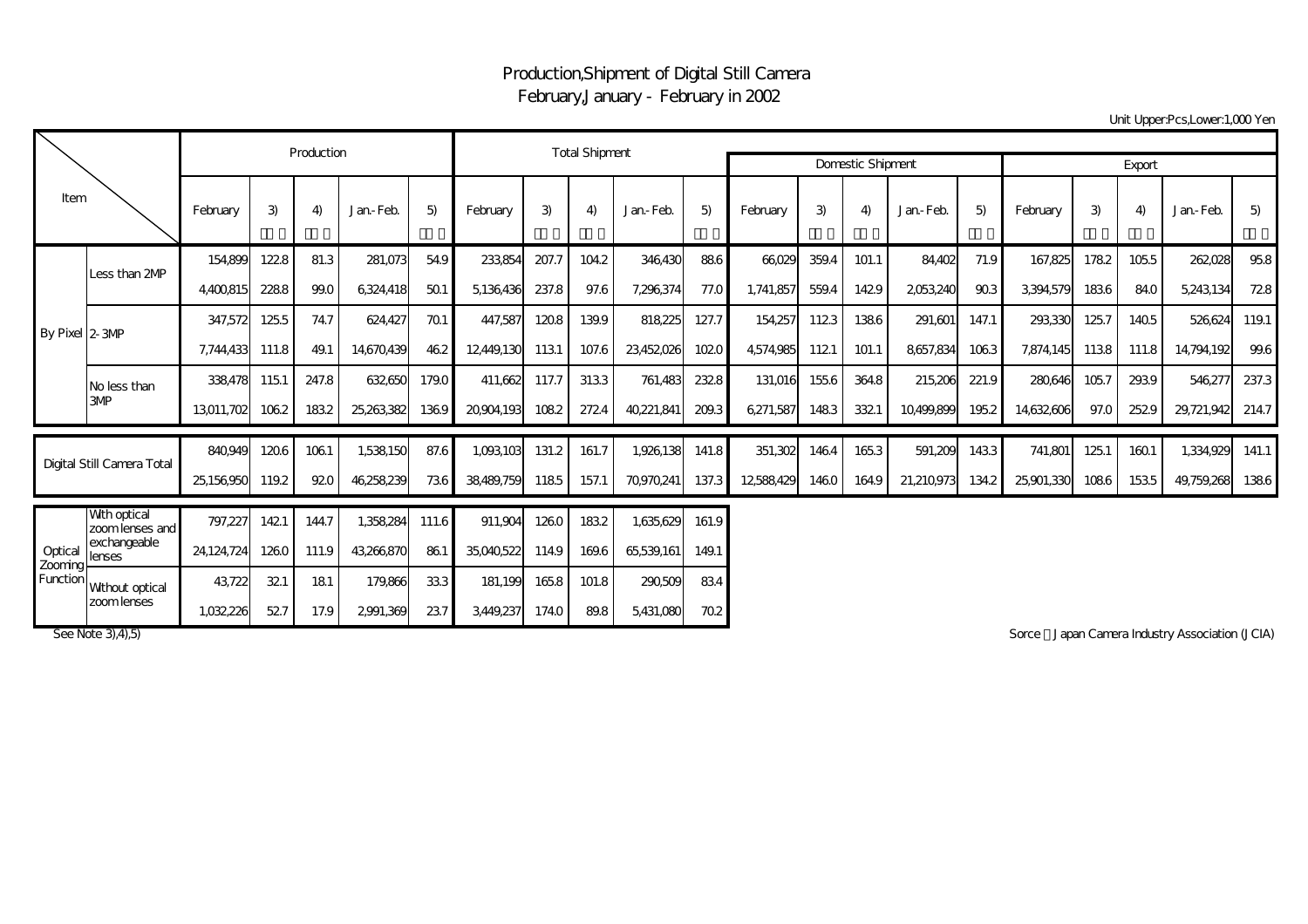# Production,Shipment of Digital Still Camera
## February,January - February in 2002

Unit Upper:Pcs,Lower:1,000 Yen

| Item | | Production | | | | | Total Shipment | | | | | Domestic Shipment | | | | | Export | | | | |
|---|---|---|---|---|---|---|---|---|---|---|---|---|---|---|---|---|---|---|---|---|---|
| | | February | 3) | 4) | Jan.-Feb. | 5) | February | 3) | 4) | Jan.-Feb. | 5) | February | 3) | 4) | Jan.-Feb. | 5) | February | 3) | 4) | Jan.-Feb. | 5) |
| By Pixel | Less than 2MP | 154,899 | 122.8 | 81.3 | 281,073 | 54.9 | 233,854 | 207.7 | 104.2 | 346,430 | 88.6 | 66,029 | 359.4 | 101.1 | 84,402 | 71.9 | 167,825 | 178.2 | 105.5 | 262,028 | 95.8 |
| | | 4,400,815 | 228.8 | 99.0 | 6,324,418 | 50.1 | 5,136,436 | 237.8 | 97.6 | 7,296,374 | 77.0 | 1,741,857 | 559.4 | 142.9 | 2,053,240 | 90.3 | 3,394,579 | 183.6 | 84.0 | 5,243,134 | 72.8 |
| | 2-3MP | 347,572 | 125.5 | 74.7 | 624,427 | 70.1 | 447,587 | 120.8 | 139.9 | 818,225 | 127.7 | 154,257 | 112.3 | 138.6 | 291,601 | 147.1 | 293,330 | 125.7 | 140.5 | 526,624 | 119.1 |
| | | 7,744,433 | 111.8 | 49.1 | 14,670,439 | 46.2 | 12,449,130 | 113.1 | 107.6 | 23,452,026 | 102.0 | 4,574,985 | 112.1 | 101.1 | 8,657,834 | 106.3 | 7,874,145 | 113.8 | 111.8 | 14,794,192 | 99.6 |
| | No less than 3MP | 338,478 | 115.1 | 247.8 | 632,650 | 179.0 | 411,662 | 117.7 | 313.3 | 761,483 | 232.8 | 131,016 | 155.6 | 364.8 | 215,206 | 221.9 | 280,646 | 105.7 | 293.9 | 546,277 | 237.3 |
| | | 13,011,702 | 106.2 | 183.2 | 25,263,382 | 136.9 | 20,904,193 | 108.2 | 272.4 | 40,221,841 | 209.3 | 6,271,587 | 148.3 | 332.1 | 10,499,899 | 195.2 | 14,632,606 | 97.0 | 252.9 | 29,721,942 | 214.7 |
| Digital Still Camera Total | | 840,949 | 120.6 | 106.1 | 1,538,150 | 87.6 | 1,093,103 | 131.2 | 161.7 | 1,926,138 | 141.8 | 351,302 | 146.4 | 165.3 | 591,209 | 143.3 | 741,801 | 125.1 | 160.1 | 1,334,929 | 141.1 |
| | | 25,156,950 | 119.2 | 92.0 | 46,258,239 | 73.6 | 38,489,759 | 118.5 | 157.1 | 70,970,241 | 137.3 | 12,588,429 | 146.0 | 164.9 | 21,210,973 | 134.2 | 25,901,330 | 108.6 | 153.5 | 49,759,268 | 138.6 |
| Optical Zooming Function | With optical zoom lenses and exchangeable lenses | 797,227 | 142.1 | 144.7 | 1,358,284 | 111.6 | 911,904 | 126.0 | 183.2 | 1,635,629 | 161.9 | | | | | | | | | | |
| | | 24,124,724 | 126.0 | 111.9 | 43,266,870 | 86.1 | 35,040,522 | 114.9 | 169.6 | 65,539,161 | 149.1 | | | | | | | | | | |
| | Without optical zoom lenses | 43,722 | 32.1 | 18.1 | 179,866 | 33.3 | 181,199 | 165.8 | 101.8 | 290,509 | 83.4 | | | | | | | | | | |
| | | 1,032,226 | 52.7 | 17.9 | 2,991,369 | 23.7 | 3,449,237 | 174.0 | 89.8 | 5,431,080 | 70.2 | | | | | | | | | | |

See Note 3),4),5)

Sorce：Japan Camera Industry Association (JCIA)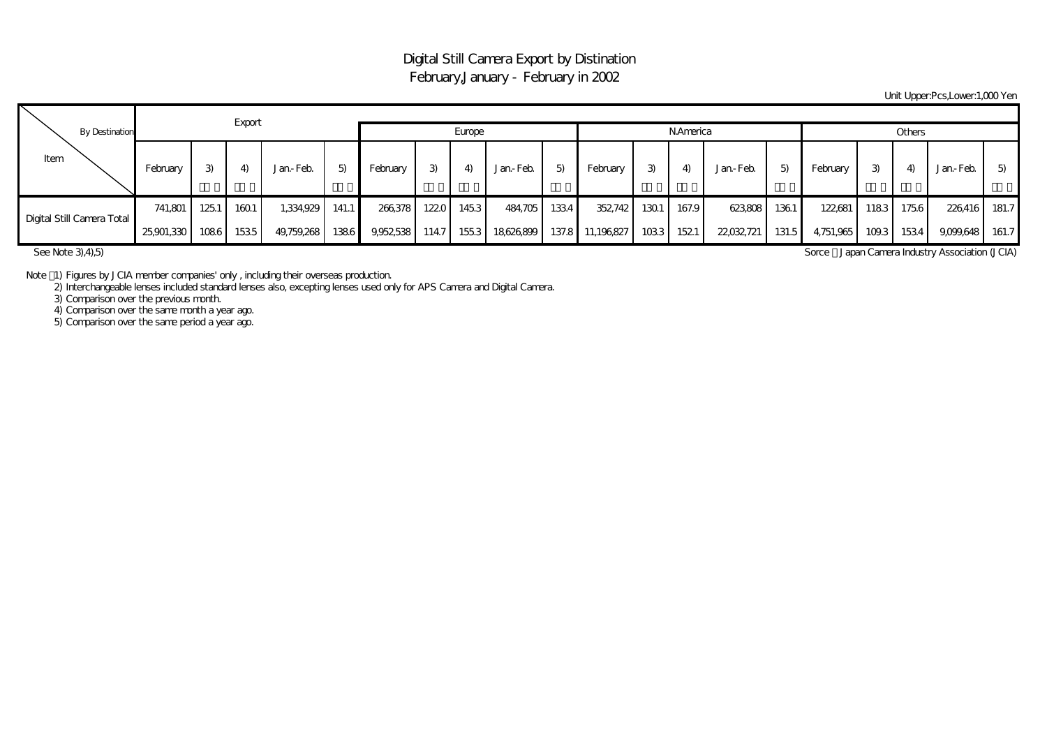# Digital Still Camera Export by Distination

## February,January - February in 2002

Unit Upper:Pcs,Lower:1,000 Yen

| Item \ By Destination | Export | | | | | Europe | | | | | N.America | | | | | Others | | | | |
|---|---|---|---|---|---|---|---|---|---|---|---|---|---|---|---|---|---|---|---|---|
| | February | 3) | 4) | Jan.-Feb. | 5) | February | 3) | 4) | Jan.-Feb. | 5) | February | 3) | 4) | Jan.-Feb. | 5) | February | 3) | 4) | Jan.-Feb. | 5) |
| Digital Still Camera Total | 741,801 | 125.1 | 160.1 | 1,334,929 | 141.1 | 266,378 | 122.0 | 145.3 | 484,705 | 133.4 | 352,742 | 130.1 | 167.9 | 623,808 | 136.1 | 122,681 | 118.3 | 175.6 | 226,416 | 181.7 |
| | 25,901,330 | 108.6 | 153.5 | 49,759,268 | 138.6 | 9,952,538 | 114.7 | 155.3 | 18,626,899 | 137.8 | 11,196,827 | 103.3 | 152.1 | 22,032,721 | 131.5 | 4,751,965 | 109.3 | 153.4 | 9,099,648 | 161.7 |

See Note 3),4),5)

Sorce：Japan Camera Industry Association (JCIA)

Note：1) Figures by JCIA member companies' only , including their overseas production.
2) Interchangeable lenses included standard lenses also, excepting lenses used only for APS Camera and Digital Camera.
3) Comparison over the previous month.
4) Comparison over the same month a year ago.
5) Comparison over the same period a year ago.